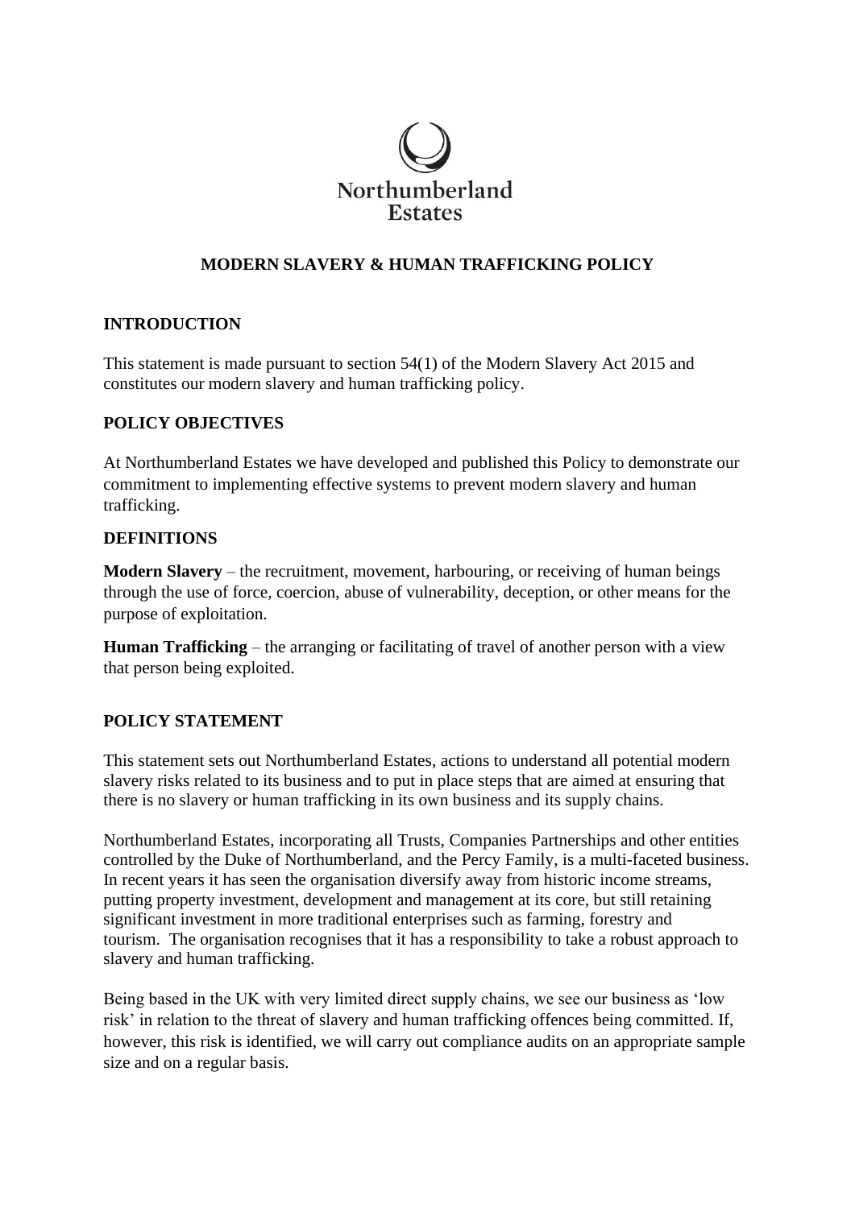Northumberland Estates

# MODERN SLAVERY & HUMAN TRAFFICKING POLICY

## INTRODUCTION

This statement is made pursuant to section 54(1) of the Modern Slavery Act 2015 and constitutes our modern slavery and human trafficking policy.

## POLICY OBJECTIVES

At Northumberland Estates we have developed and published this Policy to demonstrate our commitment to implementing effective systems to prevent modern slavery and human trafficking.

## DEFINITIONS

**Modern Slavery** – the recruitment, movement, harbouring, or receiving of human beings through the use of force, coercion, abuse of vulnerability, deception, or other means for the purpose of exploitation.

**Human Trafficking** – the arranging or facilitating of travel of another person with a view that person being exploited.

## POLICY STATEMENT

This statement sets out Northumberland Estates, actions to understand all potential modern slavery risks related to its business and to put in place steps that are aimed at ensuring that there is no slavery or human trafficking in its own business and its supply chains.

Northumberland Estates, incorporating all Trusts, Companies Partnerships and other entities controlled by the Duke of Northumberland, and the Percy Family, is a multi-faceted business. In recent years it has seen the organisation diversify away from historic income streams, putting property investment, development and management at its core, but still retaining significant investment in more traditional enterprises such as farming, forestry and tourism. The organisation recognises that it has a responsibility to take a robust approach to slavery and human trafficking.

Being based in the UK with very limited direct supply chains, we see our business as 'low risk' in relation to the threat of slavery and human trafficking offences being committed. If, however, this risk is identified, we will carry out compliance audits on an appropriate sample size and on a regular basis.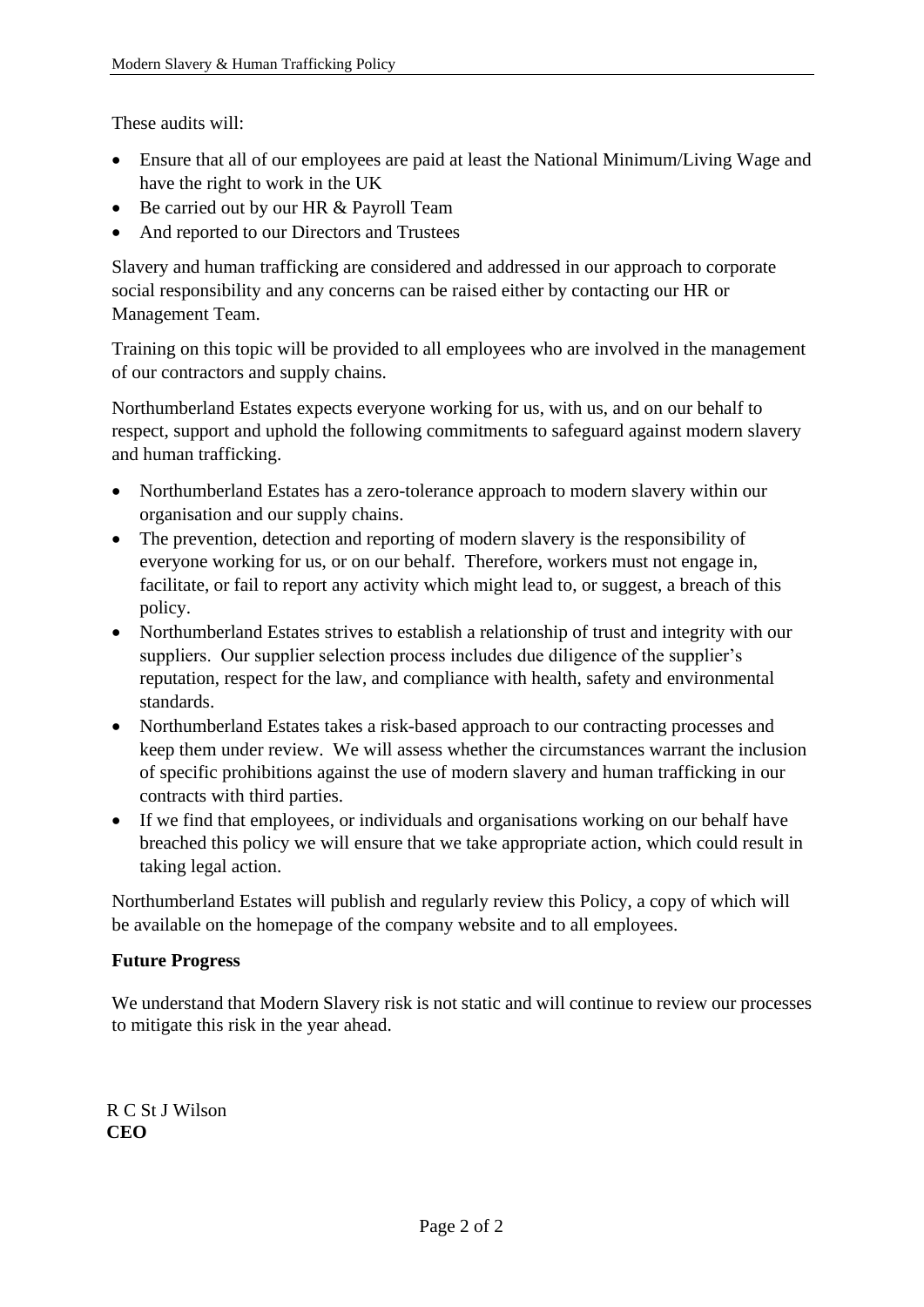These audits will:

- Ensure that all of our employees are paid at least the National Minimum/Living Wage and have the right to work in the UK
- Be carried out by our HR & Payroll Team
- And reported to our Directors and Trustees

Slavery and human trafficking are considered and addressed in our approach to corporate social responsibility and any concerns can be raised either by contacting our HR or Management Team.

Training on this topic will be provided to all employees who are involved in the management of our contractors and supply chains.

Northumberland Estates expects everyone working for us, with us, and on our behalf to respect, support and uphold the following commitments to safeguard against modern slavery and human trafficking.

- Northumberland Estates has a zero-tolerance approach to modern slavery within our organisation and our supply chains.
- The prevention, detection and reporting of modern slavery is the responsibility of everyone working for us, or on our behalf. Therefore, workers must not engage in, facilitate, or fail to report any activity which might lead to, or suggest, a breach of this policy.
- Northumberland Estates strives to establish a relationship of trust and integrity with our suppliers. Our supplier selection process includes due diligence of the supplier's reputation, respect for the law, and compliance with health, safety and environmental standards.
- Northumberland Estates takes a risk-based approach to our contracting processes and keep them under review. We will assess whether the circumstances warrant the inclusion of specific prohibitions against the use of modern slavery and human trafficking in our contracts with third parties.
- If we find that employees, or individuals and organisations working on our behalf have breached this policy we will ensure that we take appropriate action, which could result in taking legal action.

Northumberland Estates will publish and regularly review this Policy, a copy of which will be available on the homepage of the company website and to all employees.

**Future Progress**

We understand that Modern Slavery risk is not static and will continue to review our processes to mitigate this risk in the year ahead.

R C St J Wilson
**CEO**